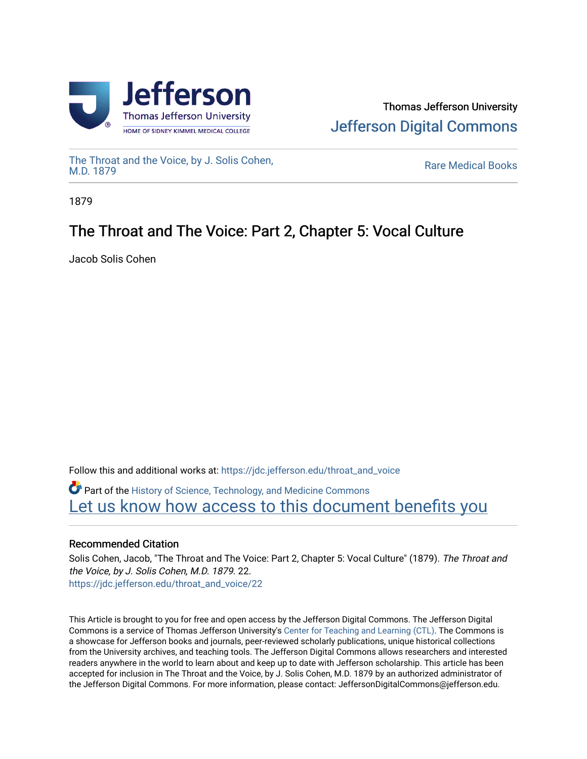Thomas Jefferson University
Jefferson Digital Commons

The Throat and the Voice, by J. Solis Cohen, M.D. 1879 | Rare Medical Books

1879

# The Throat and The Voice: Part 2, Chapter 5: Vocal Culture

Jacob Solis Cohen

Follow this and additional works at: https://jdc.jefferson.edu/throat_and_voice

Part of the History of Science, Technology, and Medicine Commons

Let us know how access to this document benefits you

### Recommended Citation

Solis Cohen, Jacob, "The Throat and The Voice: Part 2, Chapter 5: Vocal Culture" (1879). *The Throat and the Voice, by J. Solis Cohen, M.D. 1879*. 22.
https://jdc.jefferson.edu/throat_and_voice/22

This Article is brought to you for free and open access by the Jefferson Digital Commons. The Jefferson Digital Commons is a service of Thomas Jefferson University's Center for Teaching and Learning (CTL). The Commons is a showcase for Jefferson books and journals, peer-reviewed scholarly publications, unique historical collections from the University archives, and teaching tools. The Jefferson Digital Commons allows researchers and interested readers anywhere in the world to learn about and keep up to date with Jefferson scholarship. This article has been accepted for inclusion in The Throat and the Voice, by J. Solis Cohen, M.D. 1879 by an authorized administrator of the Jefferson Digital Commons. For more information, please contact: JeffersonDigitalCommons@jefferson.edu.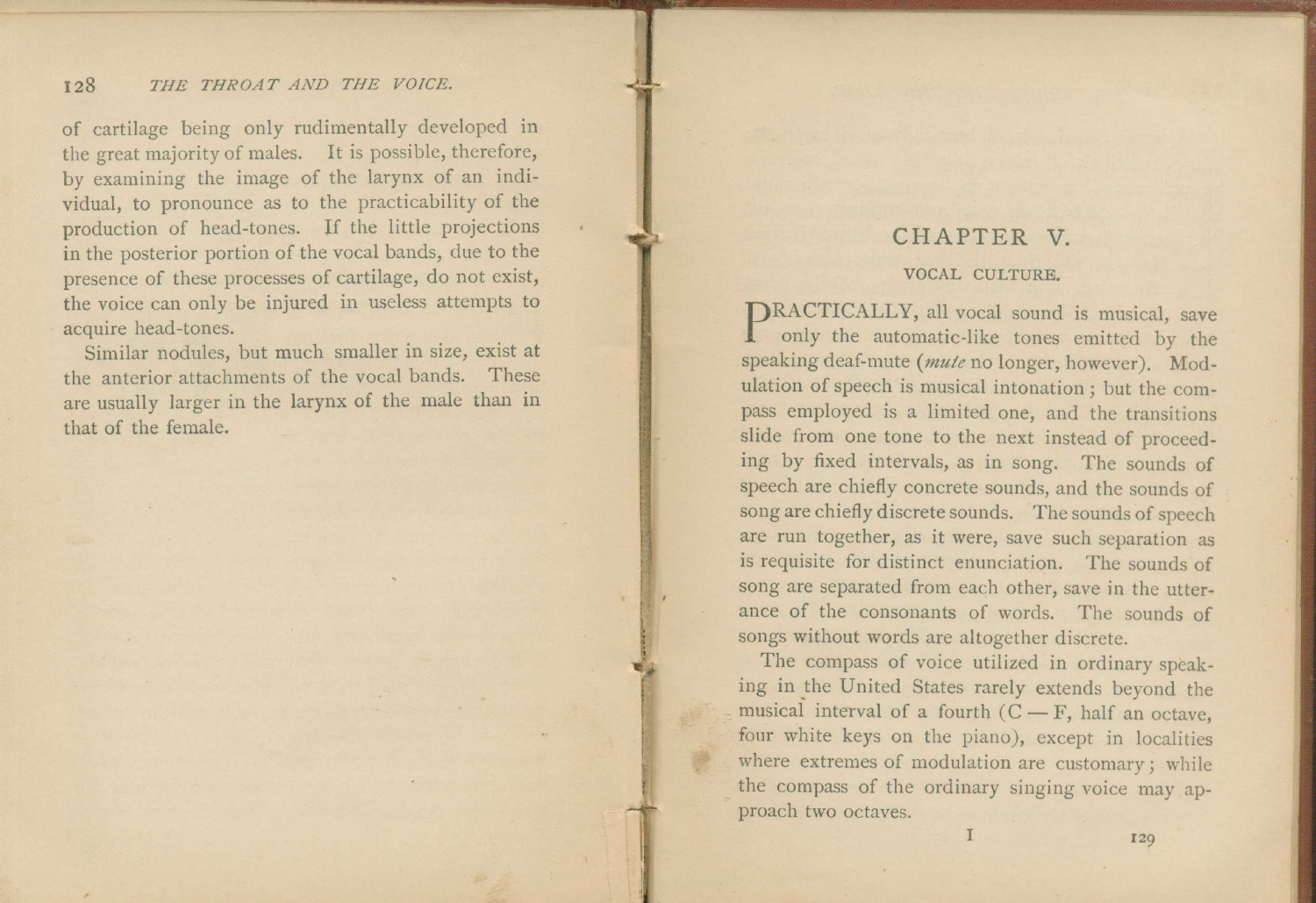of cartilage being only rudimentally developed in the great majority of males. It is possible, therefore, by examining the image of the larynx of an individual, to pronounce as to the practicability of the production of head-tones. If the little projections in the posterior portion of the vocal bands, due to the presence of these processes of cartilage, do not exist, the voice can only be injured in useless attempts to acquire head-tones.

Similar nodules, but much smaller in size, exist at the anterior attachments of the vocal bands. These are usually larger in the larynx of the male than in that of the female.

# CHAPTER V.

## VOCAL CULTURE.

PRACTICALLY, all vocal sound is musical, save only the automatic-like tones emitted by the speaking deaf-mute (*mute* no longer, however). Modulation of speech is musical intonation; but the compass employed is a limited one, and the transitions slide from one tone to the next instead of proceeding by fixed intervals, as in song. The sounds of speech are chiefly concrete sounds, and the sounds of song are chiefly discrete sounds. The sounds of speech are run together, as it were, save such separation as is requisite for distinct enunciation. The sounds of song are separated from each other, save in the utterance of the consonants of words. The sounds of songs without words are altogether discrete.

The compass of voice utilized in ordinary speaking in the United States rarely extends beyond the musical interval of a fourth (C — F, half an octave, four white keys on the piano), except in localities where extremes of modulation are customary; while the compass of the ordinary singing voice may approach two octaves.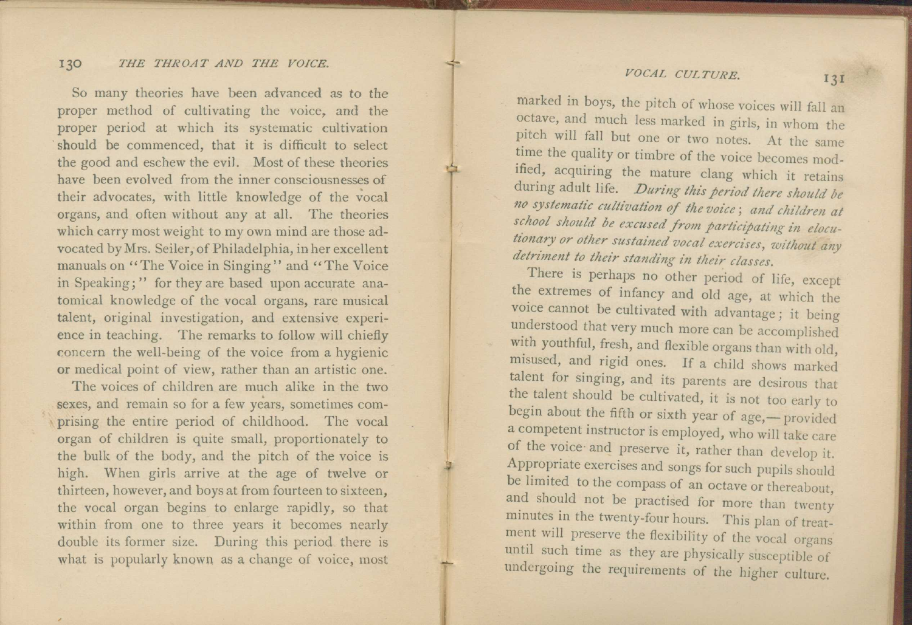So many theories have been advanced as to the proper method of cultivating the voice, and the proper period at which its systematic cultivation should be commenced, that it is difficult to select the good and eschew the evil. Most of these theories have been evolved from the inner consciousnesses of their advocates, with little knowledge of the vocal organs, and often without any at all. The theories which carry most weight to my own mind are those advocated by Mrs. Seiler, of Philadelphia, in her excellent manuals on "The Voice in Singing" and "The Voice in Speaking;" for they are based upon accurate anatomical knowledge of the vocal organs, rare musical talent, original investigation, and extensive experience in teaching. The remarks to follow will chiefly concern the well-being of the voice from a hygienic or medical point of view, rather than an artistic one.

The voices of children are much alike in the two sexes, and remain so for a few years, sometimes comprising the entire period of childhood. The vocal organ of children is quite small, proportionately to the bulk of the body, and the pitch of the voice is high. When girls arrive at the age of twelve or thirteen, however, and boys at from fourteen to sixteen, the vocal organ begins to enlarge rapidly, so that within from one to three years it becomes nearly double its former size. During this period there is what is popularly known as a change of voice, most marked in boys, the pitch of whose voices will fall an octave, and much less marked in girls, in whom the pitch will fall but one or two notes. At the same time the quality or timbre of the voice becomes modified, acquiring the mature clang which it retains during adult life. *During this period there should be no systematic cultivation of the voice; and children at school should be excused from participating in elocutionary or other sustained vocal exercises, without any detriment to their standing in their classes.*

There is perhaps no other period of life, except the extremes of infancy and old age, at which the voice cannot be cultivated with advantage; it being understood that very much more can be accomplished with youthful, fresh, and flexible organs than with old, misused, and rigid ones. If a child shows marked talent for singing, and its parents are desirous that the talent should be cultivated, it is not too early to begin about the fifth or sixth year of age,—provided a competent instructor is employed, who will take care of the voice and preserve it, rather than develop it. Appropriate exercises and songs for such pupils should be limited to the compass of an octave or thereabout, and should not be practised for more than twenty minutes in the twenty-four hours. This plan of treatment will preserve the flexibility of the vocal organs until such time as they are physically susceptible of undergoing the requirements of the higher culture.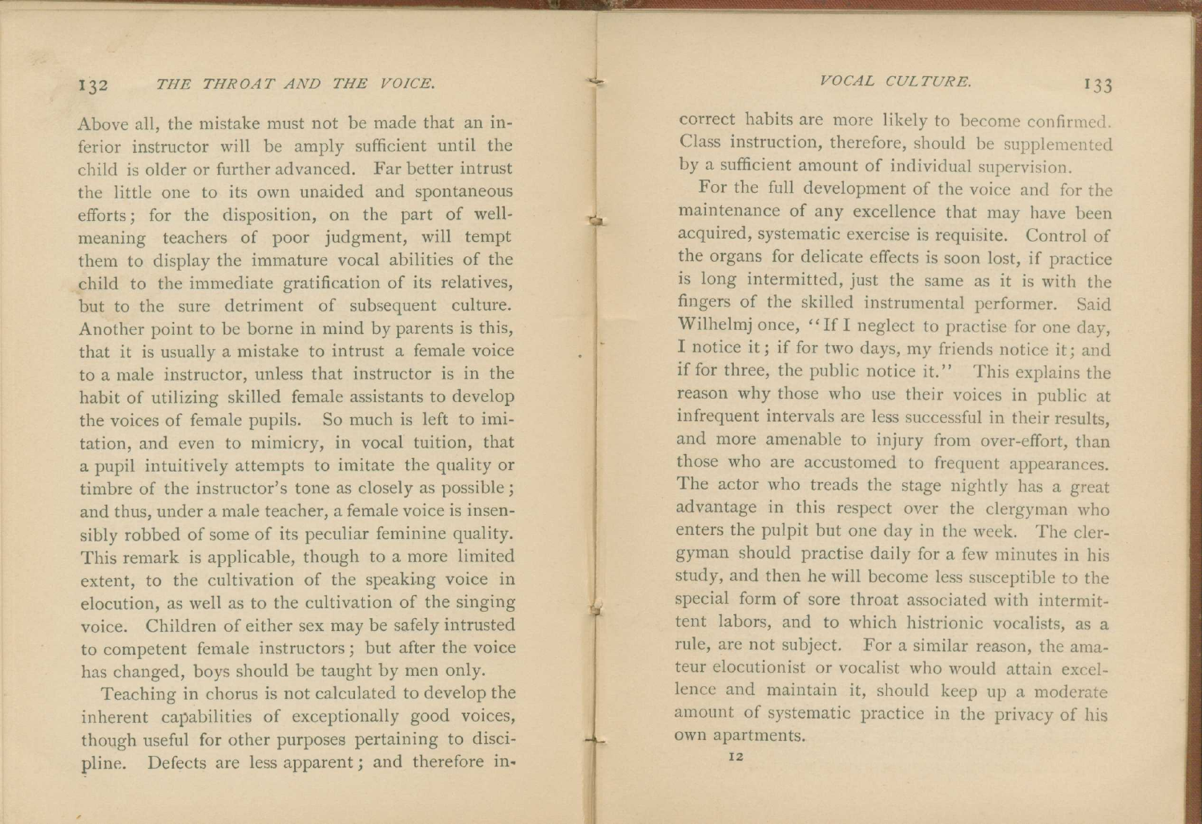Above all, the mistake must not be made that an inferior instructor will be amply sufficient until the child is older or further advanced. Far better intrust the little one to its own unaided and spontaneous efforts; for the disposition, on the part of well-meaning teachers of poor judgment, will tempt them to display the immature vocal abilities of the child to the immediate gratification of its relatives, but to the sure detriment of subsequent culture. Another point to be borne in mind by parents is this, that it is usually a mistake to intrust a female voice to a male instructor, unless that instructor is in the habit of utilizing skilled female assistants to develop the voices of female pupils. So much is left to imitation, and even to mimicry, in vocal tuition, that a pupil intuitively attempts to imitate the quality or timbre of the instructor's tone as closely as possible; and thus, under a male teacher, a female voice is insensibly robbed of some of its peculiar feminine quality. This remark is applicable, though to a more limited extent, to the cultivation of the speaking voice in elocution, as well as to the cultivation of the singing voice. Children of either sex may be safely intrusted to competent female instructors; but after the voice has changed, boys should be taught by men only.

Teaching in chorus is not calculated to develop the inherent capabilities of exceptionally good voices, though useful for other purposes pertaining to discipline. Defects are less apparent; and therefore incorrect habits are more likely to become confirmed. Class instruction, therefore, should be supplemented by a sufficient amount of individual supervision.

For the full development of the voice and for the maintenance of any excellence that may have been acquired, systematic exercise is requisite. Control of the organs for delicate effects is soon lost, if practice is long intermitted, just the same as it is with the fingers of the skilled instrumental performer. Said Wilhelmj once, "If I neglect to practise for one day, I notice it; if for two days, my friends notice it; and if for three, the public notice it." This explains the reason why those who use their voices in public at infrequent intervals are less successful in their results, and more amenable to injury from over-effort, than those who are accustomed to frequent appearances. The actor who treads the stage nightly has a great advantage in this respect over the clergyman who enters the pulpit but one day in the week. The clergyman should practise daily for a few minutes in his study, and then he will become less susceptible to the special form of sore throat associated with intermittent labors, and to which histrionic vocalists, as a rule, are not subject. For a similar reason, the amateur elocutionist or vocalist who would attain excellence and maintain it, should keep up a moderate amount of systematic practice in the privacy of his own apartments.